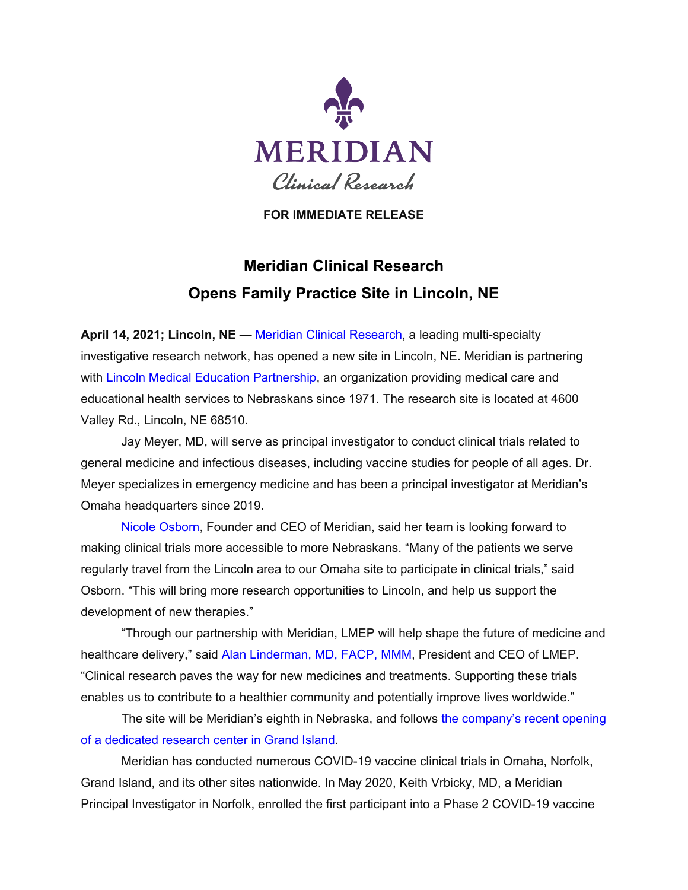MERIDIAN

Clinical Research

**FOR IMMEDIATE RELEASE**

# Meridian Clinical Research Opens Family Practice Site in Lincoln, NE

**April 14, 2021; Lincoln, NE** — Meridian Clinical Research, a leading multi-specialty investigative research network, has opened a new site in Lincoln, NE. Meridian is partnering with Lincoln Medical Education Partnership, an organization providing medical care and educational health services to Nebraskans since 1971. The research site is located at 4600 Valley Rd., Lincoln, NE 68510.

Jay Meyer, MD, will serve as principal investigator to conduct clinical trials related to general medicine and infectious diseases, including vaccine studies for people of all ages. Dr. Meyer specializes in emergency medicine and has been a principal investigator at Meridian's Omaha headquarters since 2019.

Nicole Osborn, Founder and CEO of Meridian, said her team is looking forward to making clinical trials more accessible to more Nebraskans. "Many of the patients we serve regularly travel from the Lincoln area to our Omaha site to participate in clinical trials," said Osborn. "This will bring more research opportunities to Lincoln, and help us support the development of new therapies."

"Through our partnership with Meridian, LMEP will help shape the future of medicine and healthcare delivery," said Alan Linderman, MD, FACP, MMM, President and CEO of LMEP. "Clinical research paves the way for new medicines and treatments. Supporting these trials enables us to contribute to a healthier community and potentially improve lives worldwide."

The site will be Meridian's eighth in Nebraska, and follows the company's recent opening of a dedicated research center in Grand Island.

Meridian has conducted numerous COVID-19 vaccine clinical trials in Omaha, Norfolk, Grand Island, and its other sites nationwide. In May 2020, Keith Vrbicky, MD, a Meridian Principal Investigator in Norfolk, enrolled the first participant into a Phase 2 COVID-19 vaccine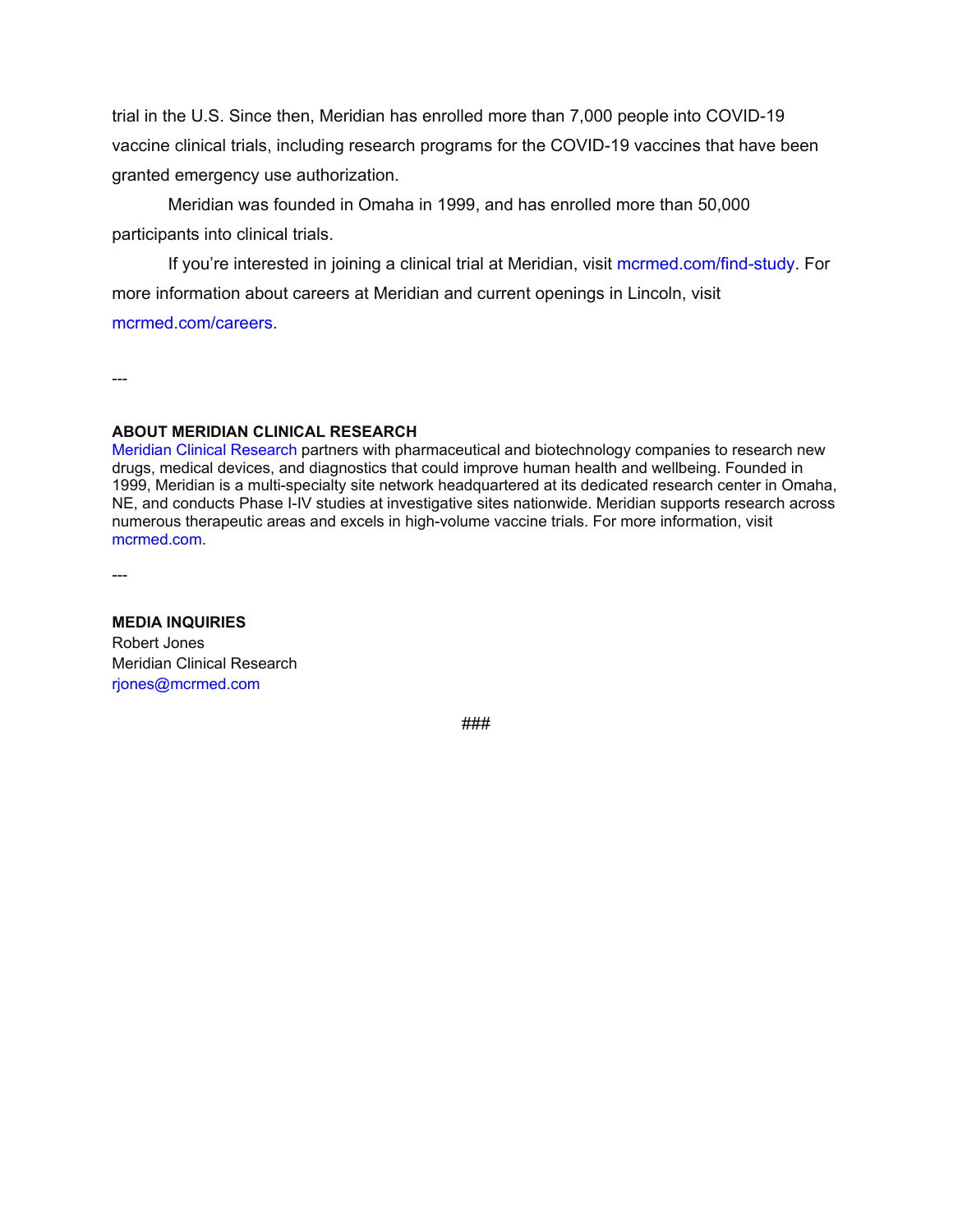trial in the U.S. Since then, Meridian has enrolled more than 7,000 people into COVID-19 vaccine clinical trials, including research programs for the COVID-19 vaccines that have been granted emergency use authorization.

Meridian was founded in Omaha in 1999, and has enrolled more than 50,000 participants into clinical trials.

If you're interested in joining a clinical trial at Meridian, visit mcrmed.com/find-study. For more information about careers at Meridian and current openings in Lincoln, visit mcrmed.com/careers.

---

**ABOUT MERIDIAN CLINICAL RESEARCH**

Meridian Clinical Research partners with pharmaceutical and biotechnology companies to research new drugs, medical devices, and diagnostics that could improve human health and wellbeing. Founded in 1999, Meridian is a multi-specialty site network headquartered at its dedicated research center in Omaha, NE, and conducts Phase I-IV studies at investigative sites nationwide. Meridian supports research across numerous therapeutic areas and excels in high-volume vaccine trials. For more information, visit mcrmed.com.

---

**MEDIA INQUIRIES**

Robert Jones
Meridian Clinical Research
rjones@mcrmed.com

###